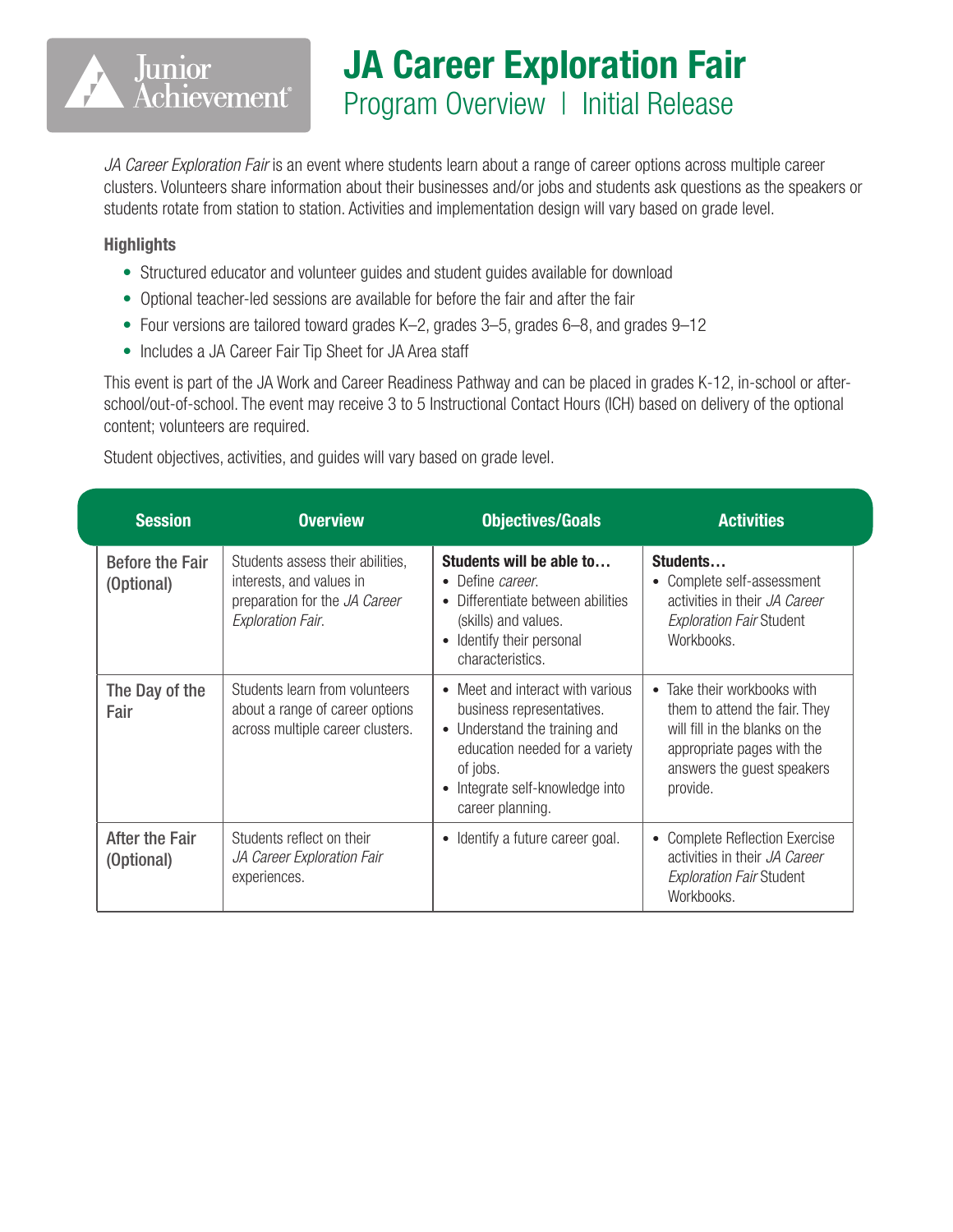# JA Career Exploration Fair

## Program Overview | Initial Release

*JA Career Exploration Fair* is an event where students learn about a range of career options across multiple career clusters. Volunteers share information about their businesses and/or jobs and students ask questions as the speakers or students rotate from station to station. Activities and implementation design will vary based on grade level.

**Highlights**

- Structured educator and volunteer guides and student guides available for download
- Optional teacher-led sessions are available for before the fair and after the fair
- Four versions are tailored toward grades K–2, grades 3–5, grades 6–8, and grades 9–12
- Includes a JA Career Fair Tip Sheet for JA Area staff

This event is part of the JA Work and Career Readiness Pathway and can be placed in grades K-12, in-school or after-school/out-of-school. The event may receive 3 to 5 Instructional Contact Hours (ICH) based on delivery of the optional content; volunteers are required.

Student objectives, activities, and guides will vary based on grade level.

| Session | Overview | Objectives/Goals | Activities |
|---|---|---|---|
| Before the Fair (Optional) | Students assess their abilities, interests, and values in preparation for the *JA Career Exploration Fair*. | **Students will be able to…**<br>• Define *career*.<br>• Differentiate between abilities (skills) and values.<br>• Identify their personal characteristics. | **Students…**<br>• Complete self-assessment activities in their *JA Career Exploration Fair* Student Workbooks. |
| The Day of the Fair | Students learn from volunteers about a range of career options across multiple career clusters. | • Meet and interact with various business representatives.<br>• Understand the training and education needed for a variety of jobs.<br>• Integrate self-knowledge into career planning. | • Take their workbooks with them to attend the fair. They will fill in the blanks on the appropriate pages with the answers the guest speakers provide. |
| After the Fair (Optional) | Students reflect on their *JA Career Exploration Fair* experiences. | • Identify a future career goal. | • Complete Reflection Exercise activities in their *JA Career Exploration Fair* Student Workbooks. |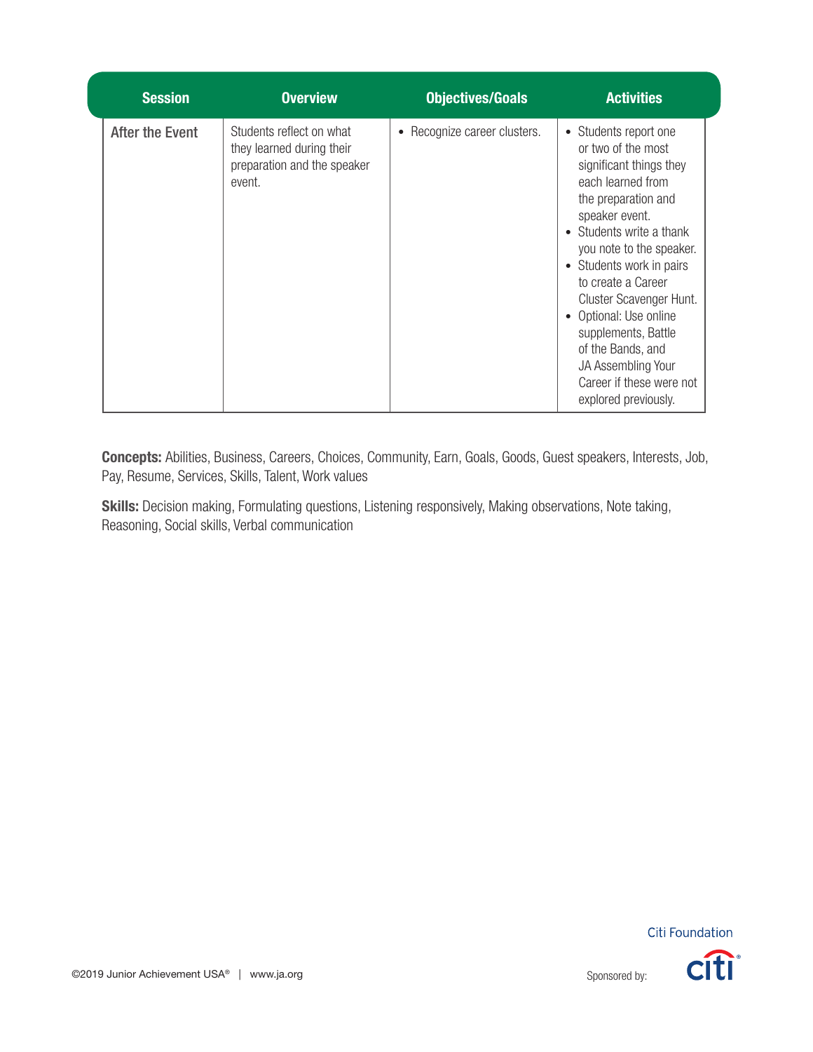| Session | Overview | Objectives/Goals | Activities |
|---|---|---|---|
| After the Event | Students reflect on what they learned during their preparation and the speaker event. | • Recognize career clusters. | • Students report one or two of the most significant things they each learned from the preparation and speaker event.<br>• Students write a thank you note to the speaker.<br>• Students work in pairs to create a Career Cluster Scavenger Hunt.<br>• Optional: Use online supplements, Battle of the Bands, and JA Assembling Your Career if these were not explored previously. |

**Concepts:** Abilities, Business, Careers, Choices, Community, Earn, Goals, Goods, Guest speakers, Interests, Job, Pay, Resume, Services, Skills, Talent, Work values

**Skills:** Decision making, Formulating questions, Listening responsively, Making observations, Note taking, Reasoning, Social skills, Verbal communication

Citi Foundation

Sponsored by: citi

©2019 Junior Achievement USA® | www.ja.org